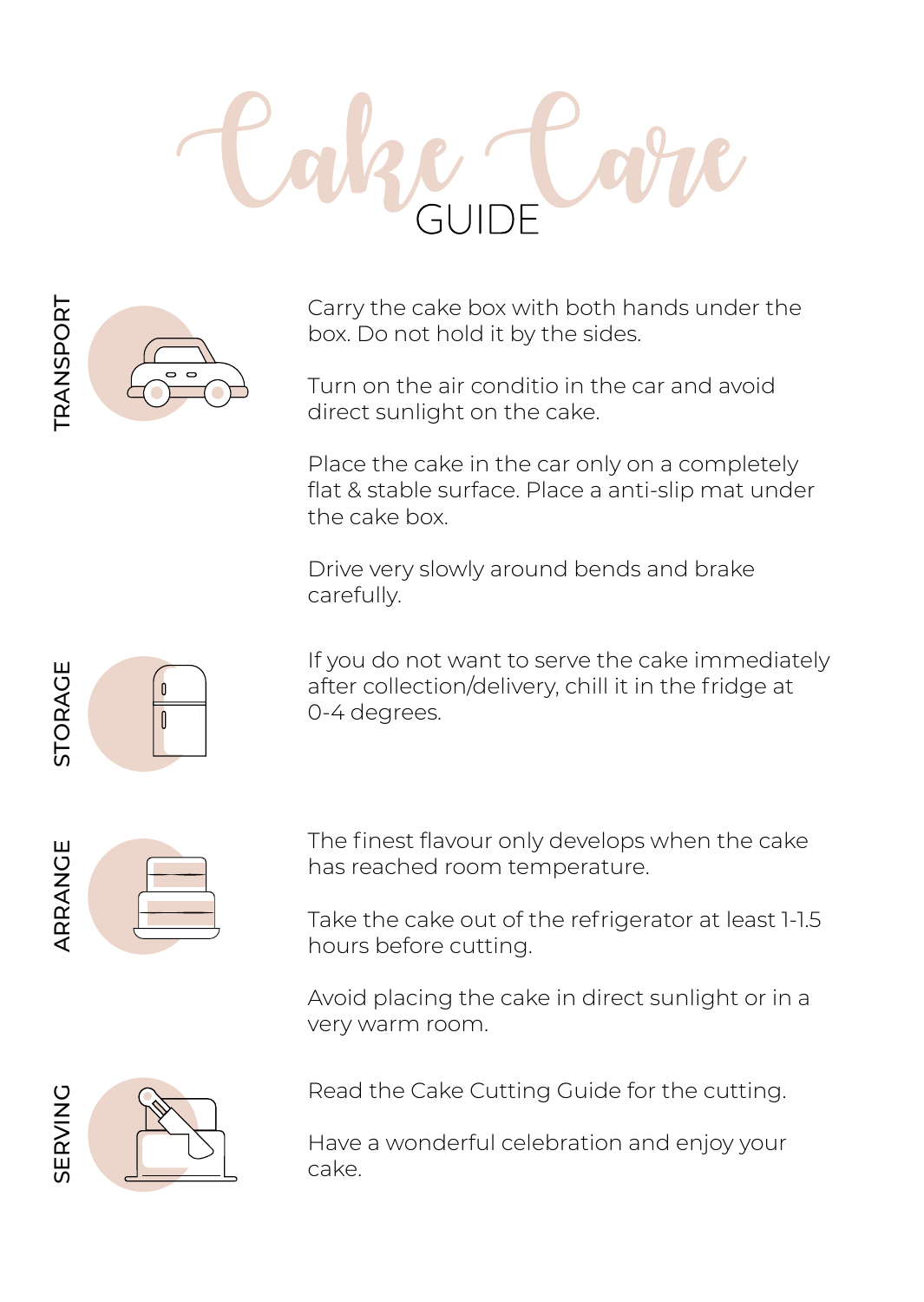# Cake Care GUIDE

## TRANSPORT

Carry the cake box with both hands under the box. Do not hold it by the sides.

Turn on the air conditio in the car and avoid direct sunlight on the cake.

Place the cake in the car only on a completely flat & stable surface. Place a anti-slip mat under the cake box.

Drive very slowly around bends and brake carefully.

## STORAGE

If you do not want to serve the cake immediately after collection/delivery, chill it in the fridge at 0-4 degrees.

## ARRANGE

The finest flavour only develops when the cake has reached room temperature.

Take the cake out of the refrigerator at least 1-1.5 hours before cutting.

Avoid placing the cake in direct sunlight or in a very warm room.

## SERVING

Read the Cake Cutting Guide for the cutting.

Have a wonderful celebration and enjoy your cake.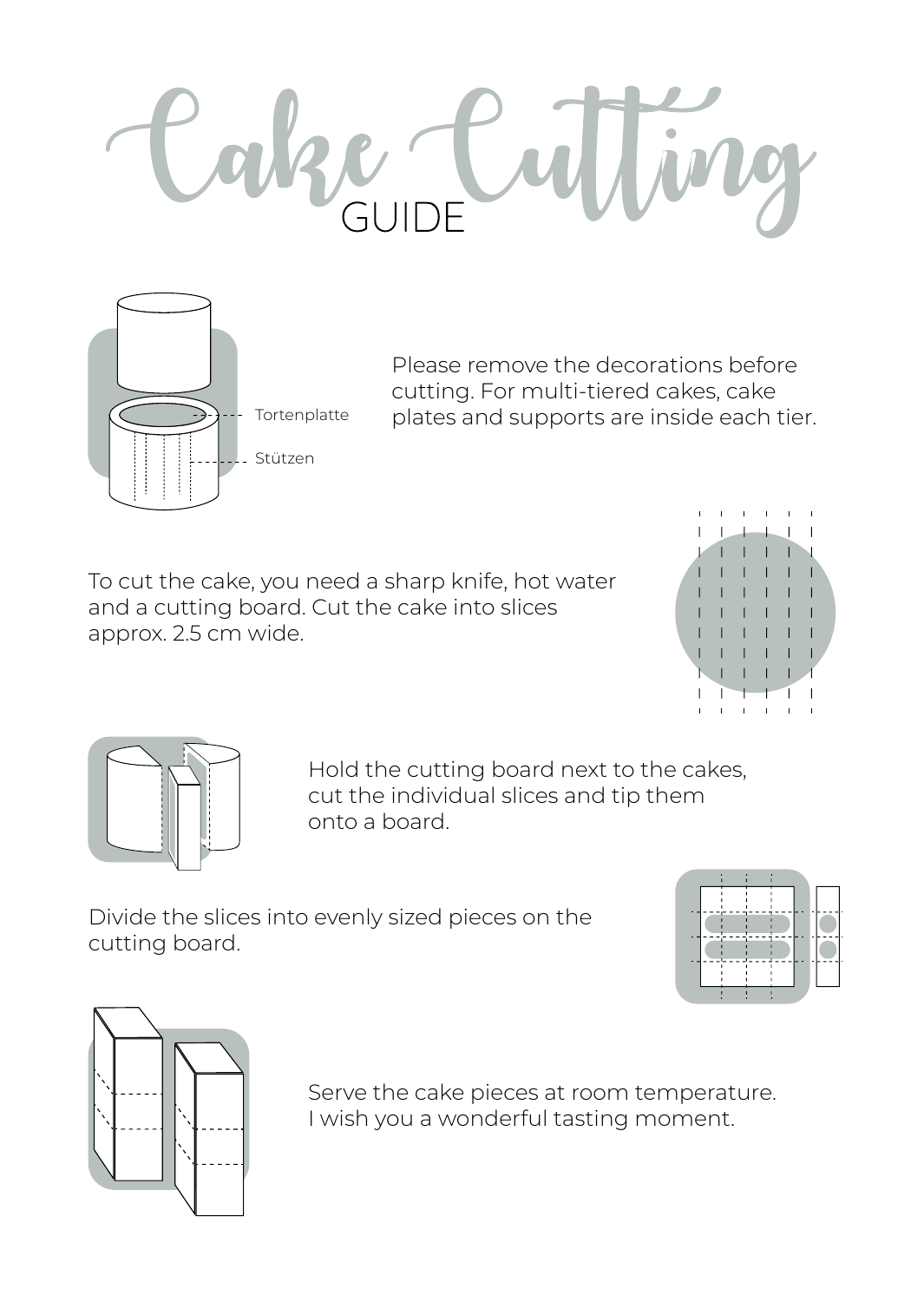# Cake Cutting GUIDE

Tortenplatte

Stützen

Please remove the decorations before cutting. For multi-tiered cakes, cake plates and supports are inside each tier.

To cut the cake, you need a sharp knife, hot water and a cutting board. Cut the cake into slices approx. 2.5 cm wide.

Hold the cutting board next to the cakes, cut the individual slices and tip them onto a board.

Divide the slices into evenly sized pieces on the cutting board.

Serve the cake pieces at room temperature. I wish you a wonderful tasting moment.